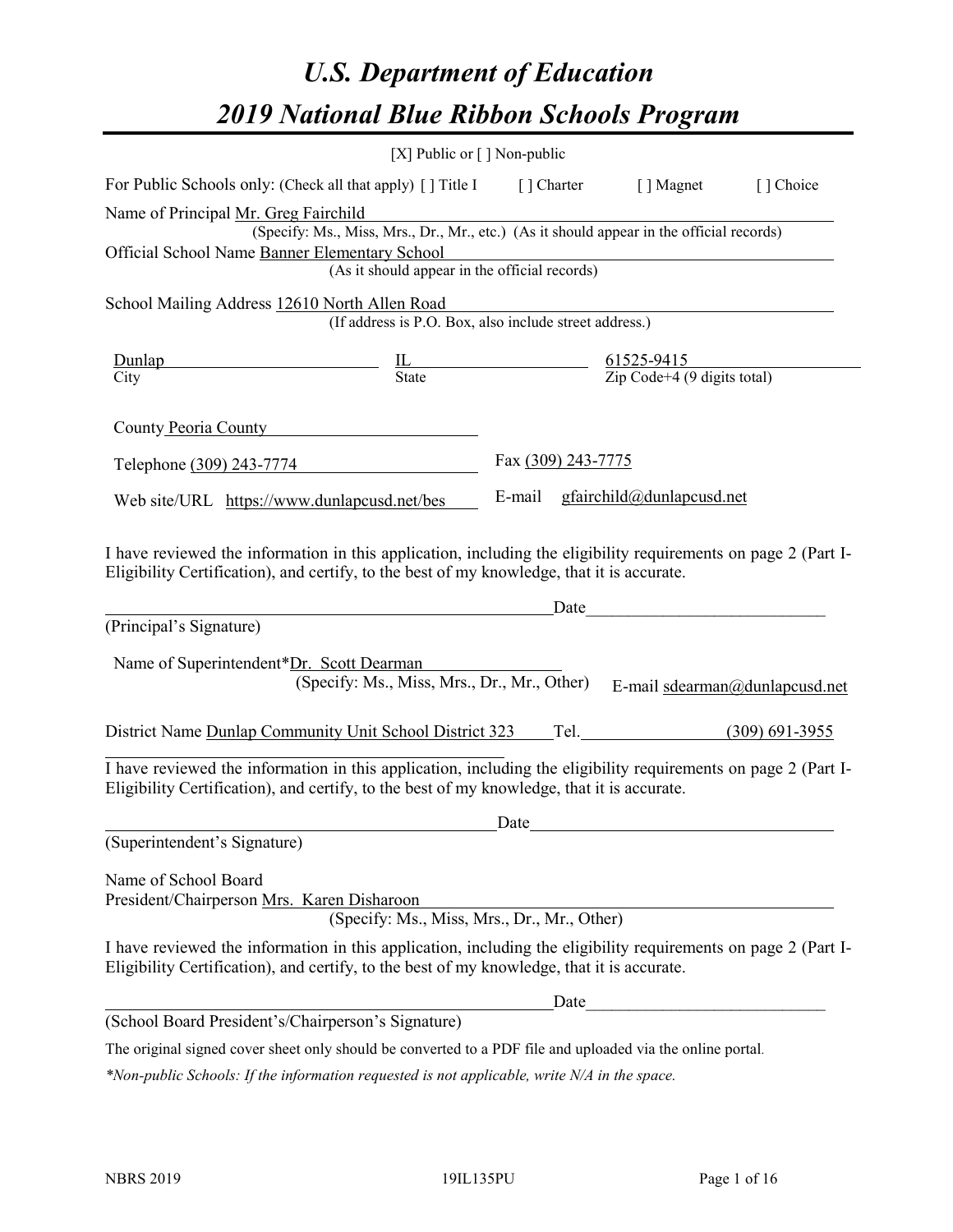# U.S. Department of Education

# 2019 National Blue Ribbon Schools Program

[X] Public or [ ] Non-public

For Public Schools only: (Check all that apply) [ ] Title I [ ] Charter [ ] Magnet [ ] Choice

Name of Principal Mr. Greg Fairchild
(Specify: Ms., Miss, Mrs., Dr., Mr., etc.) (As it should appear in the official records)

Official School Name Banner Elementary School
(As it should appear in the official records)

School Mailing Address 12610 North Allen Road
(If address is P.O. Box, also include street address.)

| Dunlap | IL | 61525-9415 |
|---|---|---|
| City | State | Zip Code+4 (9 digits total) |

County Peoria County

Telephone (309) 243-7774 Fax (309) 243-7775

Web site/URL https://www.dunlapcusd.net/bes E-mail gfairchild@dunlapcusd.net

I have reviewed the information in this application, including the eligibility requirements on page 2 (Part I-Eligibility Certification), and certify, to the best of my knowledge, that it is accurate.

_______________________________________ Date_____________________

(Principal's Signature)

Name of Superintendent*Dr. Scott Dearman
(Specify: Ms., Miss, Mrs., Dr., Mr., Other) E-mail sdearman@dunlapcusd.net

District Name Dunlap Community Unit School District 323 Tel. (309) 691-3955

I have reviewed the information in this application, including the eligibility requirements on page 2 (Part I-Eligibility Certification), and certify, to the best of my knowledge, that it is accurate.

_______________________________________ Date_____________________

(Superintendent's Signature)

Name of School Board
President/Chairperson Mrs. Karen Disharoon
(Specify: Ms., Miss, Mrs., Dr., Mr., Other)

I have reviewed the information in this application, including the eligibility requirements on page 2 (Part I-Eligibility Certification), and certify, to the best of my knowledge, that it is accurate.

_______________________________________ Date_____________________

(School Board President's/Chairperson's Signature)

The original signed cover sheet only should be converted to a PDF file and uploaded via the online portal.

*\*Non-public Schools: If the information requested is not applicable, write N/A in the space.*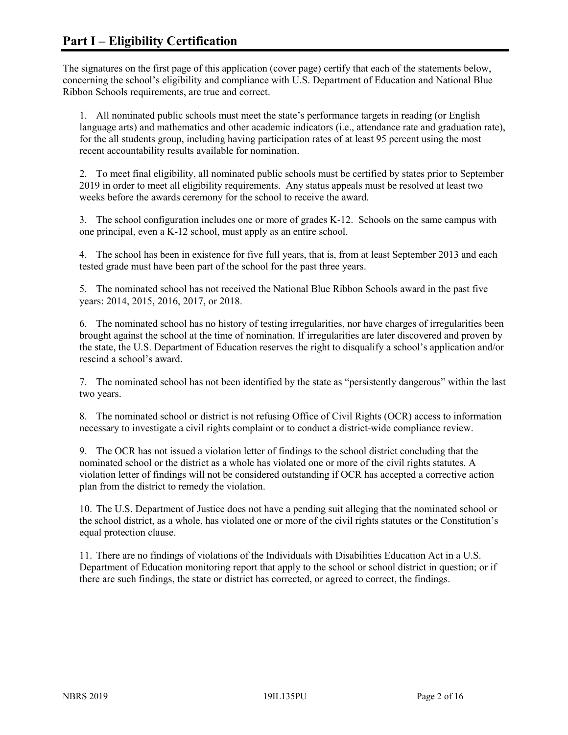# Part I – Eligibility Certification

The signatures on the first page of this application (cover page) certify that each of the statements below, concerning the school's eligibility and compliance with U.S. Department of Education and National Blue Ribbon Schools requirements, are true and correct.

1. All nominated public schools must meet the state's performance targets in reading (or English language arts) and mathematics and other academic indicators (i.e., attendance rate and graduation rate), for the all students group, including having participation rates of at least 95 percent using the most recent accountability results available for nomination.

2. To meet final eligibility, all nominated public schools must be certified by states prior to September 2019 in order to meet all eligibility requirements. Any status appeals must be resolved at least two weeks before the awards ceremony for the school to receive the award.

3. The school configuration includes one or more of grades K-12. Schools on the same campus with one principal, even a K-12 school, must apply as an entire school.

4. The school has been in existence for five full years, that is, from at least September 2013 and each tested grade must have been part of the school for the past three years.

5. The nominated school has not received the National Blue Ribbon Schools award in the past five years: 2014, 2015, 2016, 2017, or 2018.

6. The nominated school has no history of testing irregularities, nor have charges of irregularities been brought against the school at the time of nomination. If irregularities are later discovered and proven by the state, the U.S. Department of Education reserves the right to disqualify a school's application and/or rescind a school's award.

7. The nominated school has not been identified by the state as "persistently dangerous" within the last two years.

8. The nominated school or district is not refusing Office of Civil Rights (OCR) access to information necessary to investigate a civil rights complaint or to conduct a district-wide compliance review.

9. The OCR has not issued a violation letter of findings to the school district concluding that the nominated school or the district as a whole has violated one or more of the civil rights statutes. A violation letter of findings will not be considered outstanding if OCR has accepted a corrective action plan from the district to remedy the violation.

10. The U.S. Department of Justice does not have a pending suit alleging that the nominated school or the school district, as a whole, has violated one or more of the civil rights statutes or the Constitution's equal protection clause.

11. There are no findings of violations of the Individuals with Disabilities Education Act in a U.S. Department of Education monitoring report that apply to the school or school district in question; or if there are such findings, the state or district has corrected, or agreed to correct, the findings.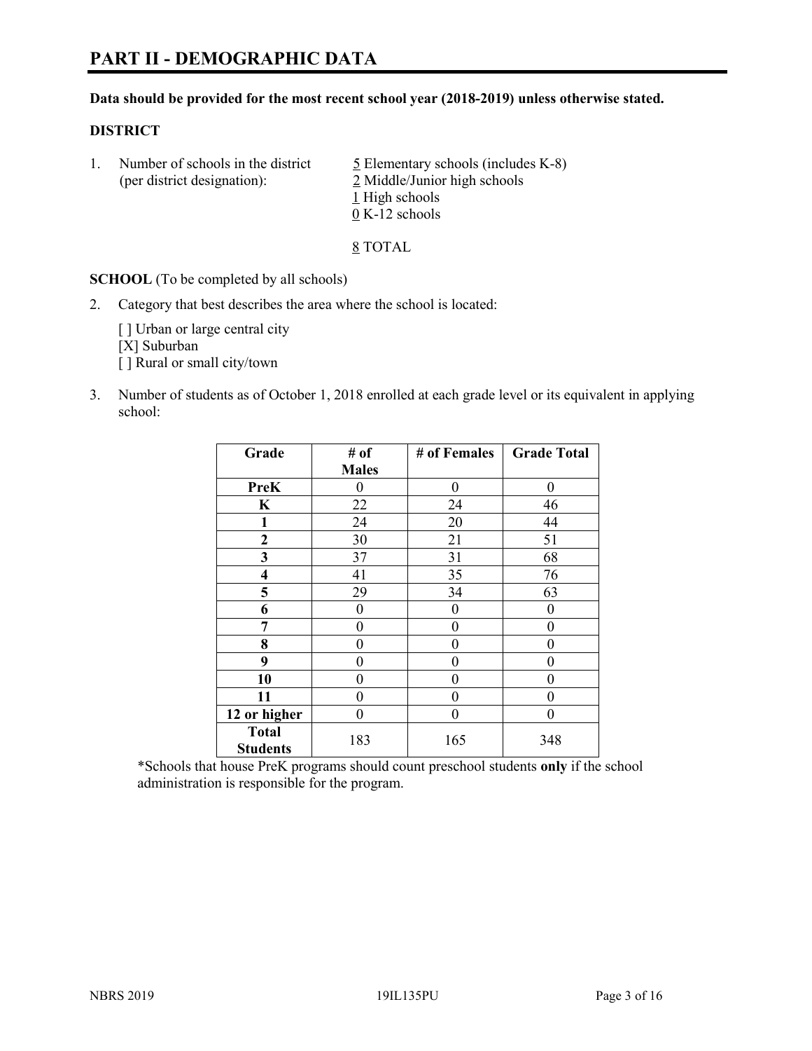# PART II - DEMOGRAPHIC DATA

**Data should be provided for the most recent school year (2018-2019) unless otherwise stated.**

**DISTRICT**

1. Number of schools in the district (per district designation):
   5 Elementary schools (includes K-8)
   2 Middle/Junior high schools
   1 High schools
   0 K-12 schools

   8 TOTAL

**SCHOOL** (To be completed by all schools)

2. Category that best describes the area where the school is located:

   [ ] Urban or large central city
   [X] Suburban
   [ ] Rural or small city/town

3. Number of students as of October 1, 2018 enrolled at each grade level or its equivalent in applying school:

| Grade | # of Males | # of Females | Grade Total |
|---|---|---|---|
| PreK | 0 | 0 | 0 |
| K | 22 | 24 | 46 |
| 1 | 24 | 20 | 44 |
| 2 | 30 | 21 | 51 |
| 3 | 37 | 31 | 68 |
| 4 | 41 | 35 | 76 |
| 5 | 29 | 34 | 63 |
| 6 | 0 | 0 | 0 |
| 7 | 0 | 0 | 0 |
| 8 | 0 | 0 | 0 |
| 9 | 0 | 0 | 0 |
| 10 | 0 | 0 | 0 |
| 11 | 0 | 0 | 0 |
| 12 or higher | 0 | 0 | 0 |
| Total Students | 183 | 165 | 348 |

*Schools that house PreK programs should count preschool students **only** if the school administration is responsible for the program.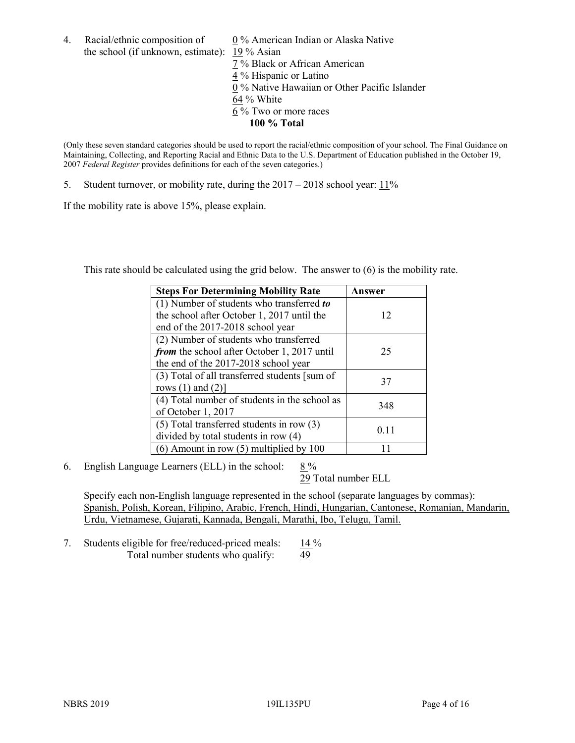4. Racial/ethnic composition of the school (if unknown, estimate):
   0 % American Indian or Alaska Native
   19 % Asian
   7 % Black or African American
   4 % Hispanic or Latino
   0 % Native Hawaiian or Other Pacific Islander
   64 % White
   6 % Two or more races
   **100 % Total**

(Only these seven standard categories should be used to report the racial/ethnic composition of your school. The Final Guidance on Maintaining, Collecting, and Reporting Racial and Ethnic Data to the U.S. Department of Education published in the October 19, 2007 *Federal Register* provides definitions for each of the seven categories.)

5. Student turnover, or mobility rate, during the 2017 – 2018 school year: 11%

If the mobility rate is above 15%, please explain.

This rate should be calculated using the grid below. The answer to (6) is the mobility rate.

| **Steps For Determining Mobility Rate** | **Answer** |
|---|---|
| (1) Number of students who transferred ***to*** the school after October 1, 2017 until the end of the 2017-2018 school year | 12 |
| (2) Number of students who transferred ***from*** the school after October 1, 2017 until the end of the 2017-2018 school year | 25 |
| (3) Total of all transferred students [sum of rows (1) and (2)] | 37 |
| (4) Total number of students in the school as of October 1, 2017 | 348 |
| (5) Total transferred students in row (3) divided by total students in row (4) | 0.11 |
| (6) Amount in row (5) multiplied by 100 | 11 |

6. English Language Learners (ELL) in the school: 8 %
   29 Total number ELL

   Specify each non-English language represented in the school (separate languages by commas):
   Spanish, Polish, Korean, Filipino, Arabic, French, Hindi, Hungarian, Cantonese, Romanian, Mandarin, Urdu, Vietnamese, Gujarati, Kannada, Bengali, Marathi, Ibo, Telugu, Tamil.

7. Students eligible for free/reduced-priced meals: 14 %
   Total number students who qualify: 49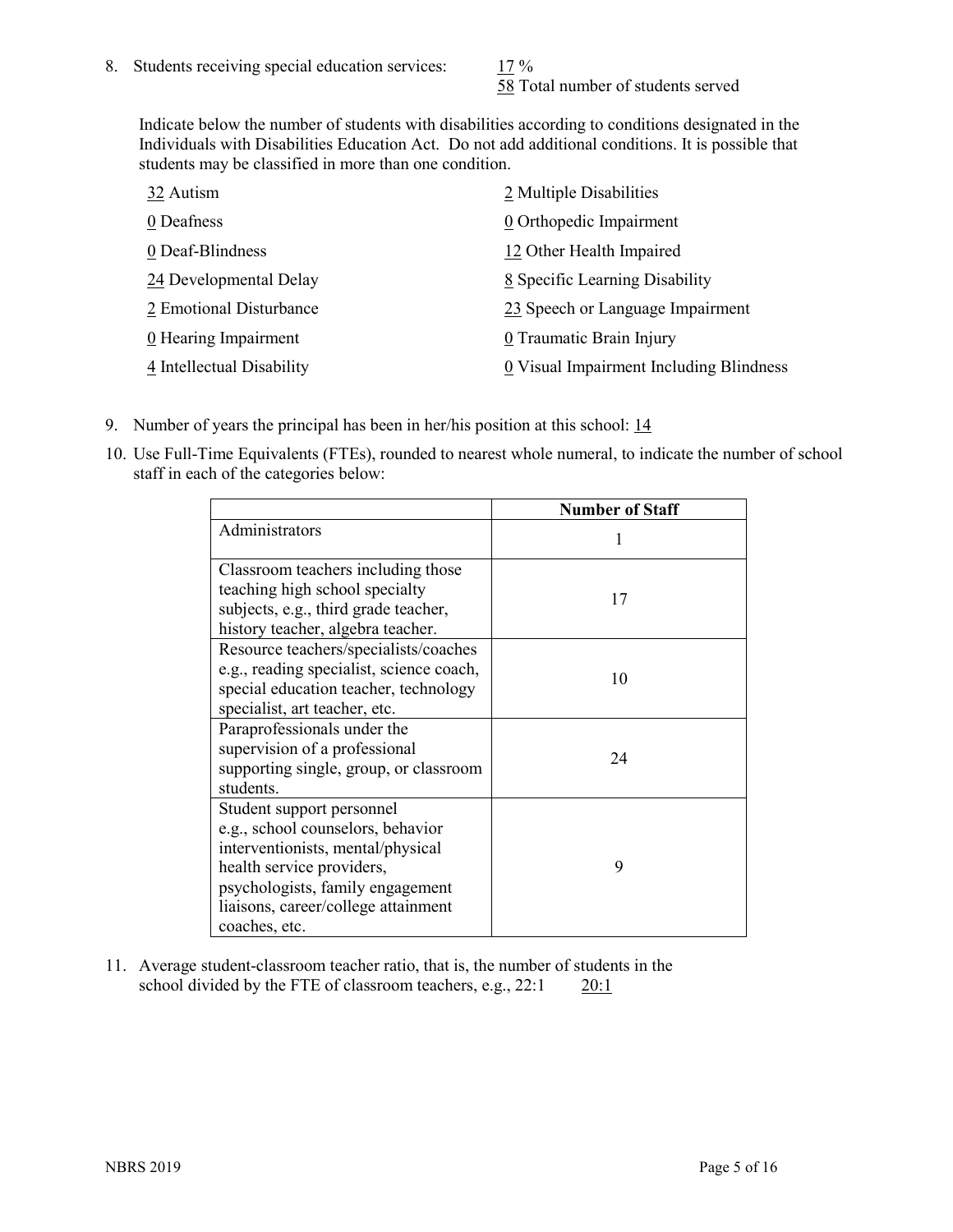8. Students receiving special education services: 17 %
   58 Total number of students served

   Indicate below the number of students with disabilities according to conditions designated in the Individuals with Disabilities Education Act. Do not add additional conditions. It is possible that students may be classified in more than one condition.

   32 Autism
   0 Deafness
   0 Deaf-Blindness
   24 Developmental Delay
   2 Emotional Disturbance
   0 Hearing Impairment
   4 Intellectual Disability
   2 Multiple Disabilities
   0 Orthopedic Impairment
   12 Other Health Impaired
   8 Specific Learning Disability
   23 Speech or Language Impairment
   0 Traumatic Brain Injury
   0 Visual Impairment Including Blindness

9. Number of years the principal has been in her/his position at this school: 14

10. Use Full-Time Equivalents (FTEs), rounded to nearest whole numeral, to indicate the number of school staff in each of the categories below:

| | Number of Staff |
|---|---|
| Administrators | 1 |
| Classroom teachers including those teaching high school specialty subjects, e.g., third grade teacher, history teacher, algebra teacher. | 17 |
| Resource teachers/specialists/coaches e.g., reading specialist, science coach, special education teacher, technology specialist, art teacher, etc. | 10 |
| Paraprofessionals under the supervision of a professional supporting single, group, or classroom students. | 24 |
| Student support personnel e.g., school counselors, behavior interventionists, mental/physical health service providers, psychologists, family engagement liaisons, career/college attainment coaches, etc. | 9 |

11. Average student-classroom teacher ratio, that is, the number of students in the school divided by the FTE of classroom teachers, e.g., 22:1 20:1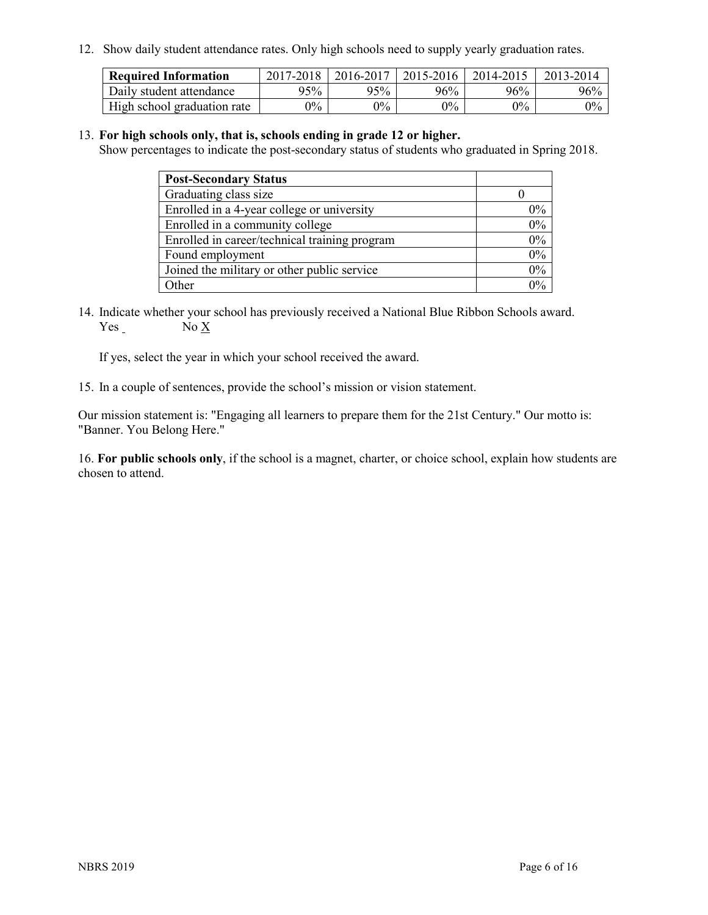12. Show daily student attendance rates. Only high schools need to supply yearly graduation rates.

| Required Information | 2017-2018 | 2016-2017 | 2015-2016 | 2014-2015 | 2013-2014 |
|---|---|---|---|---|---|
| Daily student attendance | 95% | 95% | 96% | 96% | 96% |
| High school graduation rate | 0% | 0% | 0% | 0% | 0% |

13. **For high schools only, that is, schools ending in grade 12 or higher.**
Show percentages to indicate the post-secondary status of students who graduated in Spring 2018.

| Post-Secondary Status | |
|---|---|
| Graduating class size | 0 |
| Enrolled in a 4-year college or university | 0% |
| Enrolled in a community college | 0% |
| Enrolled in career/technical training program | 0% |
| Found employment | 0% |
| Joined the military or other public service | 0% |
| Other | 0% |

14. Indicate whether your school has previously received a National Blue Ribbon Schools award.
Yes No X

If yes, select the year in which your school received the award.

15. In a couple of sentences, provide the school's mission or vision statement.

Our mission statement is: "Engaging all learners to prepare them for the 21st Century." Our motto is: "Banner. You Belong Here."

16. **For public schools only**, if the school is a magnet, charter, or choice school, explain how students are chosen to attend.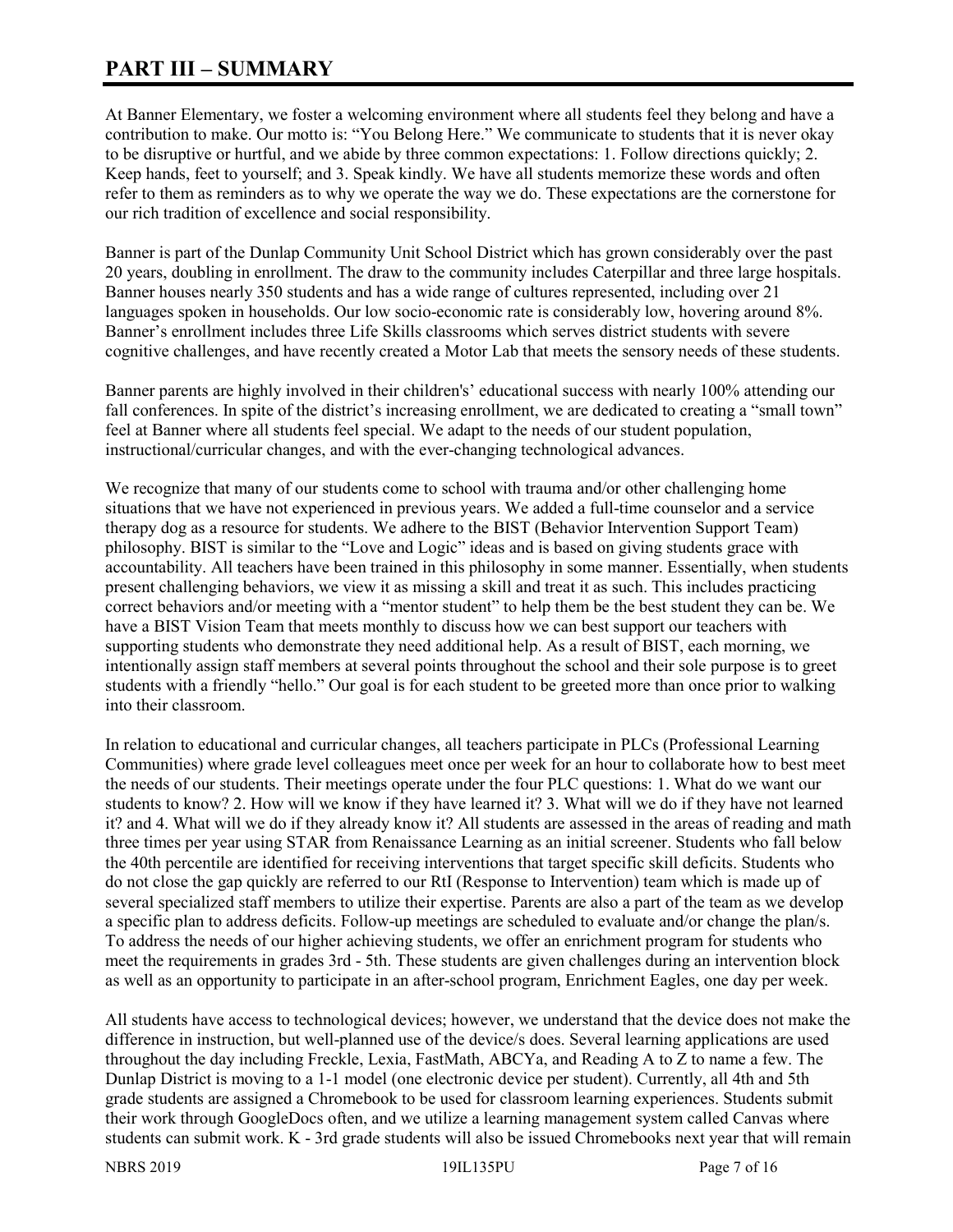# PART III – SUMMARY

At Banner Elementary, we foster a welcoming environment where all students feel they belong and have a contribution to make. Our motto is: "You Belong Here." We communicate to students that it is never okay to be disruptive or hurtful, and we abide by three common expectations: 1. Follow directions quickly; 2. Keep hands, feet to yourself; and 3. Speak kindly. We have all students memorize these words and often refer to them as reminders as to why we operate the way we do. These expectations are the cornerstone for our rich tradition of excellence and social responsibility.

Banner is part of the Dunlap Community Unit School District which has grown considerably over the past 20 years, doubling in enrollment. The draw to the community includes Caterpillar and three large hospitals. Banner houses nearly 350 students and has a wide range of cultures represented, including over 21 languages spoken in households. Our low socio-economic rate is considerably low, hovering around 8%. Banner's enrollment includes three Life Skills classrooms which serves district students with severe cognitive challenges, and have recently created a Motor Lab that meets the sensory needs of these students.

Banner parents are highly involved in their children's' educational success with nearly 100% attending our fall conferences. In spite of the district's increasing enrollment, we are dedicated to creating a "small town" feel at Banner where all students feel special. We adapt to the needs of our student population, instructional/curricular changes, and with the ever-changing technological advances.

We recognize that many of our students come to school with trauma and/or other challenging home situations that we have not experienced in previous years. We added a full-time counselor and a service therapy dog as a resource for students. We adhere to the BIST (Behavior Intervention Support Team) philosophy. BIST is similar to the "Love and Logic" ideas and is based on giving students grace with accountability. All teachers have been trained in this philosophy in some manner. Essentially, when students present challenging behaviors, we view it as missing a skill and treat it as such. This includes practicing correct behaviors and/or meeting with a "mentor student" to help them be the best student they can be. We have a BIST Vision Team that meets monthly to discuss how we can best support our teachers with supporting students who demonstrate they need additional help. As a result of BIST, each morning, we intentionally assign staff members at several points throughout the school and their sole purpose is to greet students with a friendly "hello." Our goal is for each student to be greeted more than once prior to walking into their classroom.

In relation to educational and curricular changes, all teachers participate in PLCs (Professional Learning Communities) where grade level colleagues meet once per week for an hour to collaborate how to best meet the needs of our students. Their meetings operate under the four PLC questions: 1. What do we want our students to know? 2. How will we know if they have learned it? 3. What will we do if they have not learned it? and 4. What will we do if they already know it? All students are assessed in the areas of reading and math three times per year using STAR from Renaissance Learning as an initial screener. Students who fall below the 40th percentile are identified for receiving interventions that target specific skill deficits. Students who do not close the gap quickly are referred to our RtI (Response to Intervention) team which is made up of several specialized staff members to utilize their expertise. Parents are also a part of the team as we develop a specific plan to address deficits. Follow-up meetings are scheduled to evaluate and/or change the plan/s. To address the needs of our higher achieving students, we offer an enrichment program for students who meet the requirements in grades 3rd - 5th. These students are given challenges during an intervention block as well as an opportunity to participate in an after-school program, Enrichment Eagles, one day per week.

All students have access to technological devices; however, we understand that the device does not make the difference in instruction, but well-planned use of the device/s does. Several learning applications are used throughout the day including Freckle, Lexia, FastMath, ABCYa, and Reading A to Z to name a few. The Dunlap District is moving to a 1-1 model (one electronic device per student). Currently, all 4th and 5th grade students are assigned a Chromebook to be used for classroom learning experiences. Students submit their work through GoogleDocs often, and we utilize a learning management system called Canvas where students can submit work. K - 3rd grade students will also be issued Chromebooks next year that will remain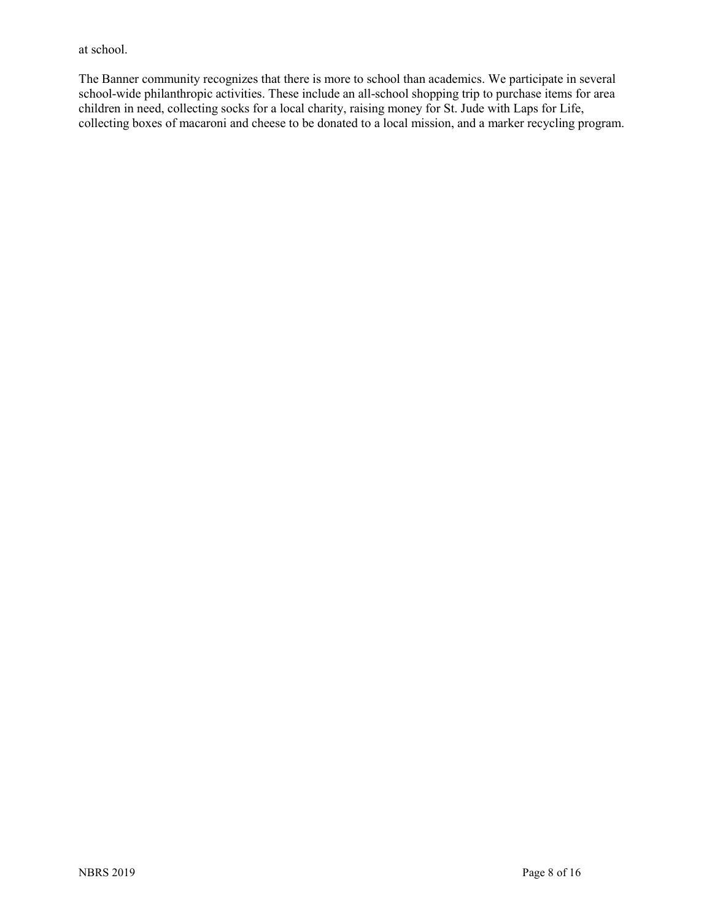at school.

The Banner community recognizes that there is more to school than academics. We participate in several school-wide philanthropic activities. These include an all-school shopping trip to purchase items for area children in need, collecting socks for a local charity, raising money for St. Jude with Laps for Life, collecting boxes of macaroni and cheese to be donated to a local mission, and a marker recycling program.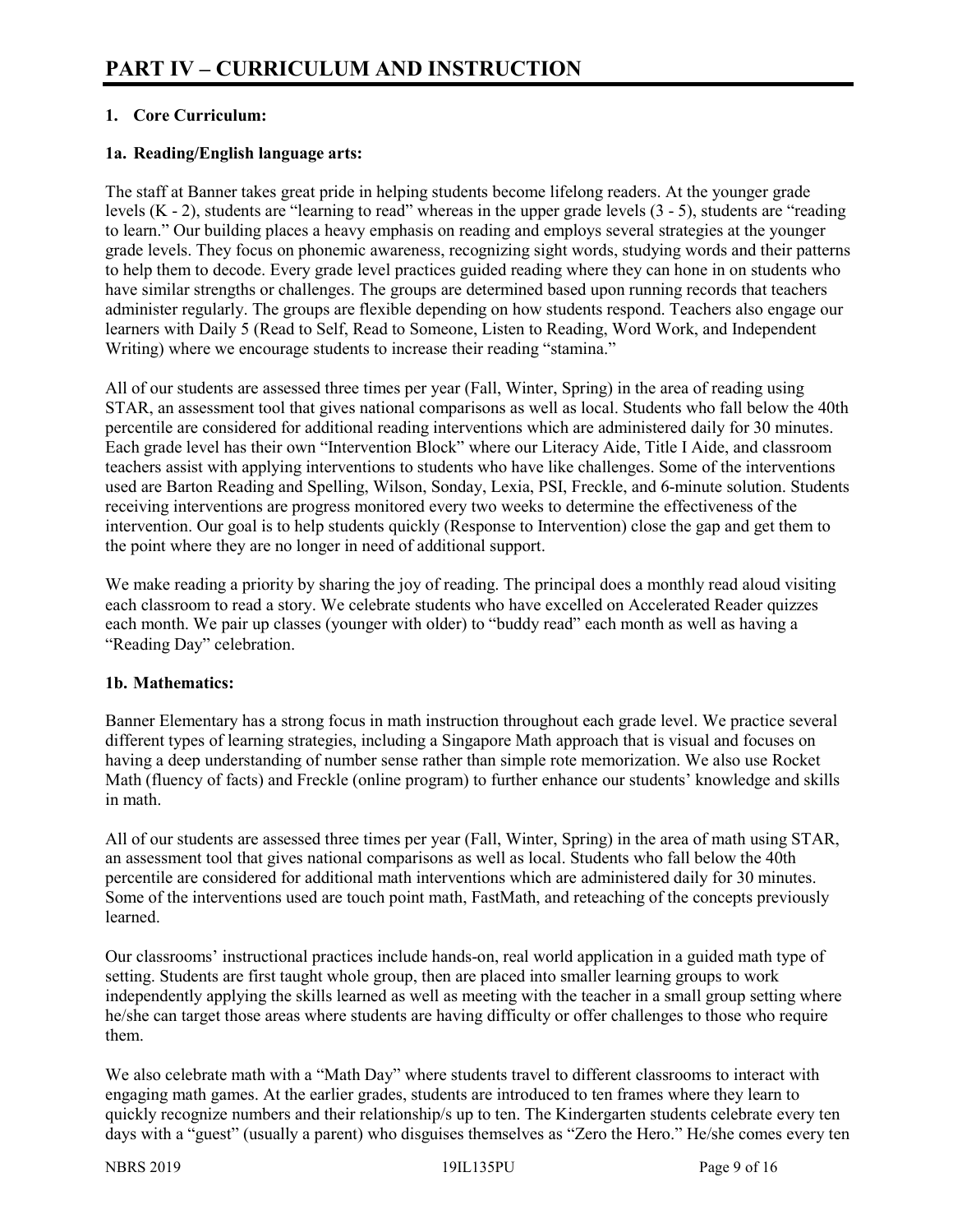# PART IV – CURRICULUM AND INSTRUCTION

**1. Core Curriculum:**

**1a. Reading/English language arts:**

The staff at Banner takes great pride in helping students become lifelong readers. At the younger grade levels (K - 2), students are "learning to read" whereas in the upper grade levels (3 - 5), students are "reading to learn." Our building places a heavy emphasis on reading and employs several strategies at the younger grade levels. They focus on phonemic awareness, recognizing sight words, studying words and their patterns to help them to decode. Every grade level practices guided reading where they can hone in on students who have similar strengths or challenges. The groups are determined based upon running records that teachers administer regularly. The groups are flexible depending on how students respond. Teachers also engage our learners with Daily 5 (Read to Self, Read to Someone, Listen to Reading, Word Work, and Independent Writing) where we encourage students to increase their reading "stamina."

All of our students are assessed three times per year (Fall, Winter, Spring) in the area of reading using STAR, an assessment tool that gives national comparisons as well as local. Students who fall below the 40th percentile are considered for additional reading interventions which are administered daily for 30 minutes. Each grade level has their own "Intervention Block" where our Literacy Aide, Title I Aide, and classroom teachers assist with applying interventions to students who have like challenges. Some of the interventions used are Barton Reading and Spelling, Wilson, Sonday, Lexia, PSI, Freckle, and 6-minute solution. Students receiving interventions are progress monitored every two weeks to determine the effectiveness of the intervention. Our goal is to help students quickly (Response to Intervention) close the gap and get them to the point where they are no longer in need of additional support.

We make reading a priority by sharing the joy of reading. The principal does a monthly read aloud visiting each classroom to read a story. We celebrate students who have excelled on Accelerated Reader quizzes each month. We pair up classes (younger with older) to "buddy read" each month as well as having a "Reading Day" celebration.

**1b. Mathematics:**

Banner Elementary has a strong focus in math instruction throughout each grade level. We practice several different types of learning strategies, including a Singapore Math approach that is visual and focuses on having a deep understanding of number sense rather than simple rote memorization. We also use Rocket Math (fluency of facts) and Freckle (online program) to further enhance our students' knowledge and skills in math.

All of our students are assessed three times per year (Fall, Winter, Spring) in the area of math using STAR, an assessment tool that gives national comparisons as well as local. Students who fall below the 40th percentile are considered for additional math interventions which are administered daily for 30 minutes. Some of the interventions used are touch point math, FastMath, and reteaching of the concepts previously learned.

Our classrooms' instructional practices include hands-on, real world application in a guided math type of setting. Students are first taught whole group, then are placed into smaller learning groups to work independently applying the skills learned as well as meeting with the teacher in a small group setting where he/she can target those areas where students are having difficulty or offer challenges to those who require them.

We also celebrate math with a "Math Day" where students travel to different classrooms to interact with engaging math games. At the earlier grades, students are introduced to ten frames where they learn to quickly recognize numbers and their relationship/s up to ten. The Kindergarten students celebrate every ten days with a "guest" (usually a parent) who disguises themselves as "Zero the Hero." He/she comes every ten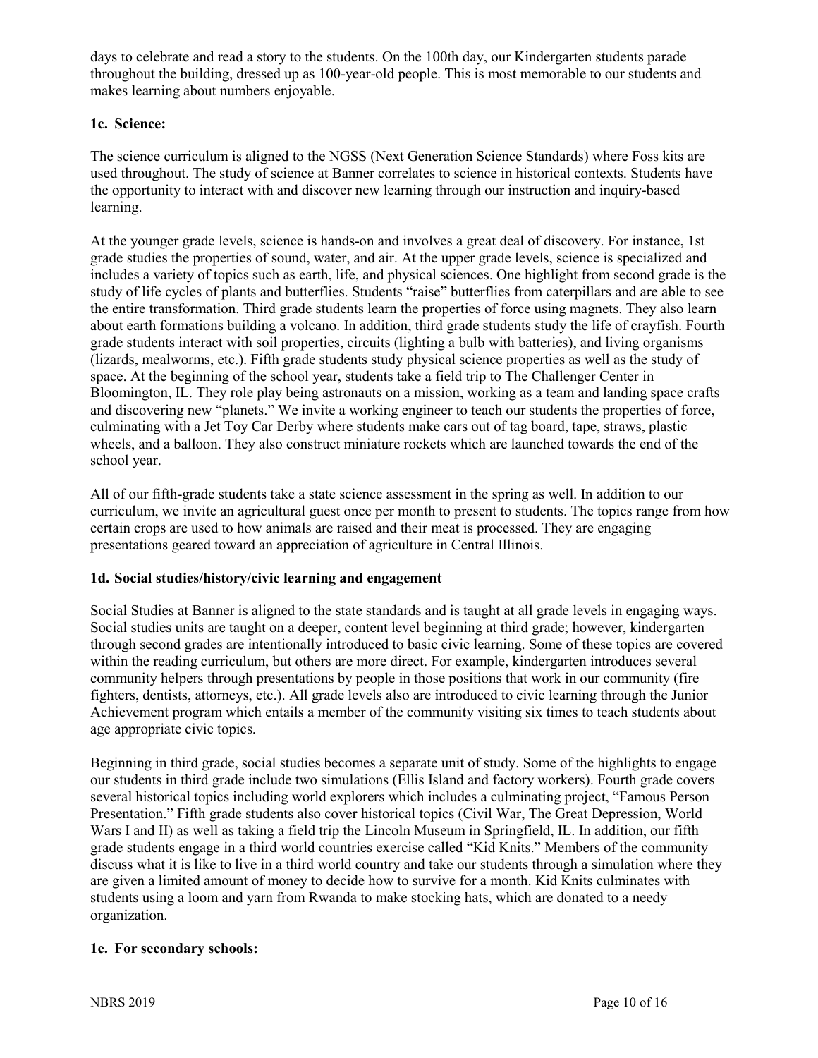days to celebrate and read a story to the students. On the 100th day, our Kindergarten students parade throughout the building, dressed up as 100-year-old people. This is most memorable to our students and makes learning about numbers enjoyable.

**1c. Science:**

The science curriculum is aligned to the NGSS (Next Generation Science Standards) where Foss kits are used throughout. The study of science at Banner correlates to science in historical contexts. Students have the opportunity to interact with and discover new learning through our instruction and inquiry-based learning.

At the younger grade levels, science is hands-on and involves a great deal of discovery. For instance, 1st grade studies the properties of sound, water, and air. At the upper grade levels, science is specialized and includes a variety of topics such as earth, life, and physical sciences. One highlight from second grade is the study of life cycles of plants and butterflies. Students "raise" butterflies from caterpillars and are able to see the entire transformation. Third grade students learn the properties of force using magnets. They also learn about earth formations building a volcano. In addition, third grade students study the life of crayfish. Fourth grade students interact with soil properties, circuits (lighting a bulb with batteries), and living organisms (lizards, mealworms, etc.). Fifth grade students study physical science properties as well as the study of space. At the beginning of the school year, students take a field trip to The Challenger Center in Bloomington, IL. They role play being astronauts on a mission, working as a team and landing space crafts and discovering new "planets." We invite a working engineer to teach our students the properties of force, culminating with a Jet Toy Car Derby where students make cars out of tag board, tape, straws, plastic wheels, and a balloon. They also construct miniature rockets which are launched towards the end of the school year.

All of our fifth-grade students take a state science assessment in the spring as well. In addition to our curriculum, we invite an agricultural guest once per month to present to students. The topics range from how certain crops are used to how animals are raised and their meat is processed. They are engaging presentations geared toward an appreciation of agriculture in Central Illinois.

**1d. Social studies/history/civic learning and engagement**

Social Studies at Banner is aligned to the state standards and is taught at all grade levels in engaging ways. Social studies units are taught on a deeper, content level beginning at third grade; however, kindergarten through second grades are intentionally introduced to basic civic learning. Some of these topics are covered within the reading curriculum, but others are more direct. For example, kindergarten introduces several community helpers through presentations by people in those positions that work in our community (fire fighters, dentists, attorneys, etc.). All grade levels also are introduced to civic learning through the Junior Achievement program which entails a member of the community visiting six times to teach students about age appropriate civic topics.

Beginning in third grade, social studies becomes a separate unit of study. Some of the highlights to engage our students in third grade include two simulations (Ellis Island and factory workers). Fourth grade covers several historical topics including world explorers which includes a culminating project, "Famous Person Presentation." Fifth grade students also cover historical topics (Civil War, The Great Depression, World Wars I and II) as well as taking a field trip the Lincoln Museum in Springfield, IL. In addition, our fifth grade students engage in a third world countries exercise called "Kid Knits." Members of the community discuss what it is like to live in a third world country and take our students through a simulation where they are given a limited amount of money to decide how to survive for a month. Kid Knits culminates with students using a loom and yarn from Rwanda to make stocking hats, which are donated to a needy organization.

**1e. For secondary schools:**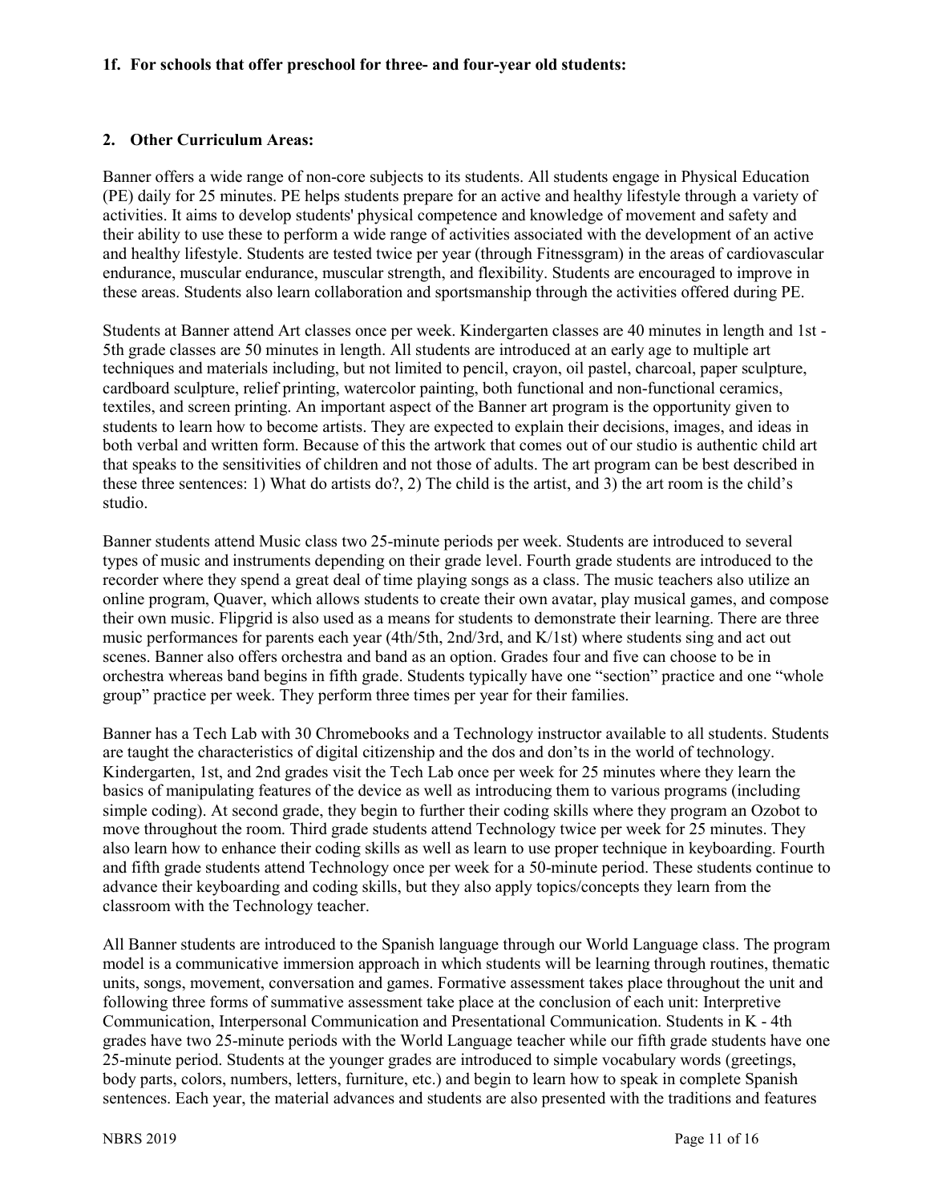**1f. For schools that offer preschool for three- and four-year old students:**

**2. Other Curriculum Areas:**

Banner offers a wide range of non-core subjects to its students. All students engage in Physical Education (PE) daily for 25 minutes. PE helps students prepare for an active and healthy lifestyle through a variety of activities. It aims to develop students' physical competence and knowledge of movement and safety and their ability to use these to perform a wide range of activities associated with the development of an active and healthy lifestyle. Students are tested twice per year (through Fitnessgram) in the areas of cardiovascular endurance, muscular endurance, muscular strength, and flexibility. Students are encouraged to improve in these areas. Students also learn collaboration and sportsmanship through the activities offered during PE.

Students at Banner attend Art classes once per week. Kindergarten classes are 40 minutes in length and 1st - 5th grade classes are 50 minutes in length. All students are introduced at an early age to multiple art techniques and materials including, but not limited to pencil, crayon, oil pastel, charcoal, paper sculpture, cardboard sculpture, relief printing, watercolor painting, both functional and non-functional ceramics, textiles, and screen printing. An important aspect of the Banner art program is the opportunity given to students to learn how to become artists. They are expected to explain their decisions, images, and ideas in both verbal and written form. Because of this the artwork that comes out of our studio is authentic child art that speaks to the sensitivities of children and not those of adults. The art program can be best described in these three sentences: 1) What do artists do?, 2) The child is the artist, and 3) the art room is the child's studio.

Banner students attend Music class two 25-minute periods per week. Students are introduced to several types of music and instruments depending on their grade level. Fourth grade students are introduced to the recorder where they spend a great deal of time playing songs as a class. The music teachers also utilize an online program, Quaver, which allows students to create their own avatar, play musical games, and compose their own music. Flipgrid is also used as a means for students to demonstrate their learning. There are three music performances for parents each year (4th/5th, 2nd/3rd, and K/1st) where students sing and act out scenes. Banner also offers orchestra and band as an option. Grades four and five can choose to be in orchestra whereas band begins in fifth grade. Students typically have one "section" practice and one "whole group" practice per week. They perform three times per year for their families.

Banner has a Tech Lab with 30 Chromebooks and a Technology instructor available to all students. Students are taught the characteristics of digital citizenship and the dos and don'ts in the world of technology. Kindergarten, 1st, and 2nd grades visit the Tech Lab once per week for 25 minutes where they learn the basics of manipulating features of the device as well as introducing them to various programs (including simple coding). At second grade, they begin to further their coding skills where they program an Ozobot to move throughout the room. Third grade students attend Technology twice per week for 25 minutes. They also learn how to enhance their coding skills as well as learn to use proper technique in keyboarding. Fourth and fifth grade students attend Technology once per week for a 50-minute period. These students continue to advance their keyboarding and coding skills, but they also apply topics/concepts they learn from the classroom with the Technology teacher.

All Banner students are introduced to the Spanish language through our World Language class. The program model is a communicative immersion approach in which students will be learning through routines, thematic units, songs, movement, conversation and games. Formative assessment takes place throughout the unit and following three forms of summative assessment take place at the conclusion of each unit: Interpretive Communication, Interpersonal Communication and Presentational Communication. Students in K - 4th grades have two 25-minute periods with the World Language teacher while our fifth grade students have one 25-minute period. Students at the younger grades are introduced to simple vocabulary words (greetings, body parts, colors, numbers, letters, furniture, etc.) and begin to learn how to speak in complete Spanish sentences. Each year, the material advances and students are also presented with the traditions and features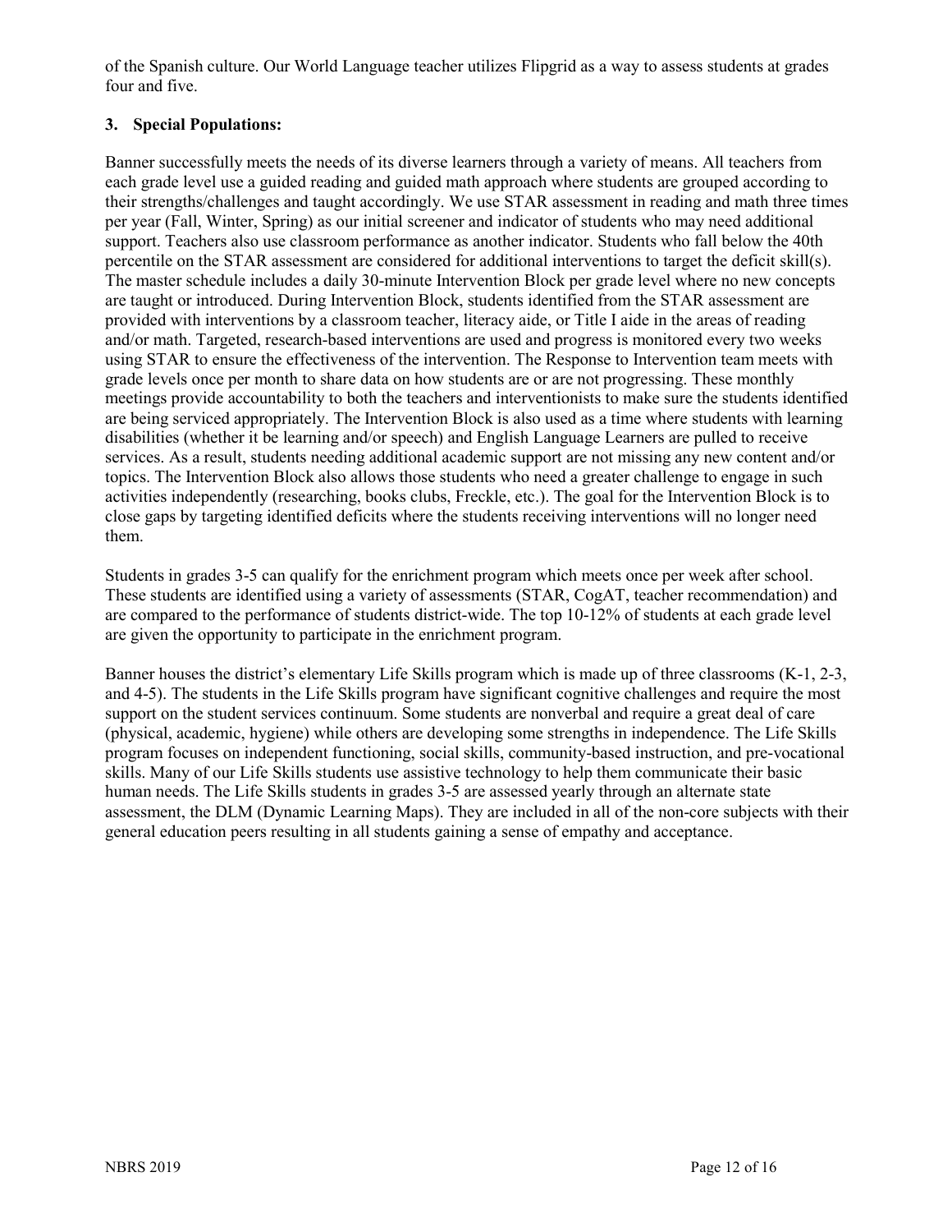of the Spanish culture. Our World Language teacher utilizes Flipgrid as a way to assess students at grades four and five.

**3. Special Populations:**

Banner successfully meets the needs of its diverse learners through a variety of means. All teachers from each grade level use a guided reading and guided math approach where students are grouped according to their strengths/challenges and taught accordingly. We use STAR assessment in reading and math three times per year (Fall, Winter, Spring) as our initial screener and indicator of students who may need additional support. Teachers also use classroom performance as another indicator. Students who fall below the 40th percentile on the STAR assessment are considered for additional interventions to target the deficit skill(s). The master schedule includes a daily 30-minute Intervention Block per grade level where no new concepts are taught or introduced. During Intervention Block, students identified from the STAR assessment are provided with interventions by a classroom teacher, literacy aide, or Title I aide in the areas of reading and/or math. Targeted, research-based interventions are used and progress is monitored every two weeks using STAR to ensure the effectiveness of the intervention. The Response to Intervention team meets with grade levels once per month to share data on how students are or are not progressing. These monthly meetings provide accountability to both the teachers and interventionists to make sure the students identified are being serviced appropriately. The Intervention Block is also used as a time where students with learning disabilities (whether it be learning and/or speech) and English Language Learners are pulled to receive services. As a result, students needing additional academic support are not missing any new content and/or topics. The Intervention Block also allows those students who need a greater challenge to engage in such activities independently (researching, books clubs, Freckle, etc.). The goal for the Intervention Block is to close gaps by targeting identified deficits where the students receiving interventions will no longer need them.

Students in grades 3-5 can qualify for the enrichment program which meets once per week after school. These students are identified using a variety of assessments (STAR, CogAT, teacher recommendation) and are compared to the performance of students district-wide. The top 10-12% of students at each grade level are given the opportunity to participate in the enrichment program.

Banner houses the district's elementary Life Skills program which is made up of three classrooms (K-1, 2-3, and 4-5). The students in the Life Skills program have significant cognitive challenges and require the most support on the student services continuum. Some students are nonverbal and require a great deal of care (physical, academic, hygiene) while others are developing some strengths in independence. The Life Skills program focuses on independent functioning, social skills, community-based instruction, and pre-vocational skills. Many of our Life Skills students use assistive technology to help them communicate their basic human needs. The Life Skills students in grades 3-5 are assessed yearly through an alternate state assessment, the DLM (Dynamic Learning Maps). They are included in all of the non-core subjects with their general education peers resulting in all students gaining a sense of empathy and acceptance.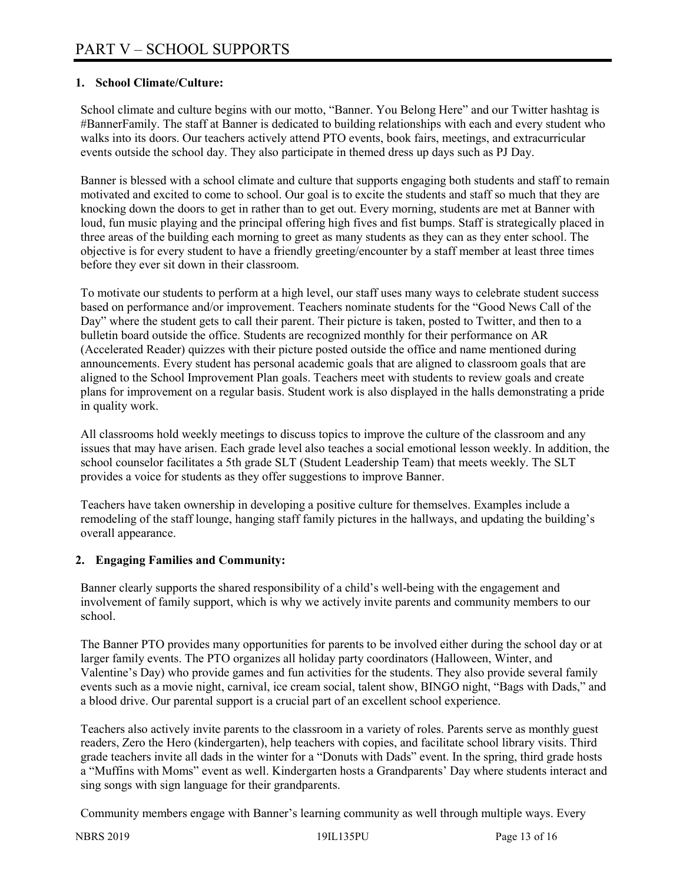# PART V – SCHOOL SUPPORTS

## 1. School Climate/Culture:

School climate and culture begins with our motto, "Banner. You Belong Here" and our Twitter hashtag is #BannerFamily. The staff at Banner is dedicated to building relationships with each and every student who walks into its doors. Our teachers actively attend PTO events, book fairs, meetings, and extracurricular events outside the school day. They also participate in themed dress up days such as PJ Day.

Banner is blessed with a school climate and culture that supports engaging both students and staff to remain motivated and excited to come to school. Our goal is to excite the students and staff so much that they are knocking down the doors to get in rather than to get out. Every morning, students are met at Banner with loud, fun music playing and the principal offering high fives and fist bumps. Staff is strategically placed in three areas of the building each morning to greet as many students as they can as they enter school. The objective is for every student to have a friendly greeting/encounter by a staff member at least three times before they ever sit down in their classroom.

To motivate our students to perform at a high level, our staff uses many ways to celebrate student success based on performance and/or improvement. Teachers nominate students for the "Good News Call of the Day" where the student gets to call their parent. Their picture is taken, posted to Twitter, and then to a bulletin board outside the office. Students are recognized monthly for their performance on AR (Accelerated Reader) quizzes with their picture posted outside the office and name mentioned during announcements. Every student has personal academic goals that are aligned to classroom goals that are aligned to the School Improvement Plan goals. Teachers meet with students to review goals and create plans for improvement on a regular basis. Student work is also displayed in the halls demonstrating a pride in quality work.

All classrooms hold weekly meetings to discuss topics to improve the culture of the classroom and any issues that may have arisen. Each grade level also teaches a social emotional lesson weekly. In addition, the school counselor facilitates a 5th grade SLT (Student Leadership Team) that meets weekly. The SLT provides a voice for students as they offer suggestions to improve Banner.

Teachers have taken ownership in developing a positive culture for themselves. Examples include a remodeling of the staff lounge, hanging staff family pictures in the hallways, and updating the building's overall appearance.

## 2. Engaging Families and Community:

Banner clearly supports the shared responsibility of a child's well-being with the engagement and involvement of family support, which is why we actively invite parents and community members to our school.

The Banner PTO provides many opportunities for parents to be involved either during the school day or at larger family events. The PTO organizes all holiday party coordinators (Halloween, Winter, and Valentine's Day) who provide games and fun activities for the students. They also provide several family events such as a movie night, carnival, ice cream social, talent show, BINGO night, "Bags with Dads," and a blood drive. Our parental support is a crucial part of an excellent school experience.

Teachers also actively invite parents to the classroom in a variety of roles. Parents serve as monthly guest readers, Zero the Hero (kindergarten), help teachers with copies, and facilitate school library visits. Third grade teachers invite all dads in the winter for a "Donuts with Dads" event. In the spring, third grade hosts a "Muffins with Moms" event as well. Kindergarten hosts a Grandparents' Day where students interact and sing songs with sign language for their grandparents.

Community members engage with Banner's learning community as well through multiple ways. Every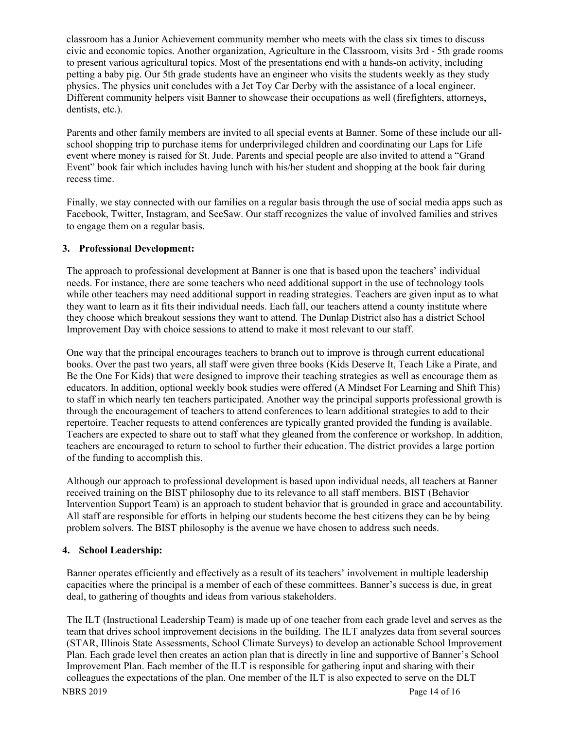classroom has a Junior Achievement community member who meets with the class six times to discuss civic and economic topics. Another organization, Agriculture in the Classroom, visits 3rd - 5th grade rooms to present various agricultural topics. Most of the presentations end with a hands-on activity, including petting a baby pig. Our 5th grade students have an engineer who visits the students weekly as they study physics. The physics unit concludes with a Jet Toy Car Derby with the assistance of a local engineer. Different community helpers visit Banner to showcase their occupations as well (firefighters, attorneys, dentists, etc.).

Parents and other family members are invited to all special events at Banner. Some of these include our all-school shopping trip to purchase items for underprivileged children and coordinating our Laps for Life event where money is raised for St. Jude. Parents and special people are also invited to attend a "Grand Event" book fair which includes having lunch with his/her student and shopping at the book fair during recess time.

Finally, we stay connected with our families on a regular basis through the use of social media apps such as Facebook, Twitter, Instagram, and SeeSaw. Our staff recognizes the value of involved families and strives to engage them on a regular basis.

### 3. Professional Development:

The approach to professional development at Banner is one that is based upon the teachers' individual needs. For instance, there are some teachers who need additional support in the use of technology tools while other teachers may need additional support in reading strategies. Teachers are given input as to what they want to learn as it fits their individual needs. Each fall, our teachers attend a county institute where they choose which breakout sessions they want to attend. The Dunlap District also has a district School Improvement Day with choice sessions to attend to make it most relevant to our staff.

One way that the principal encourages teachers to branch out to improve is through current educational books. Over the past two years, all staff were given three books (Kids Deserve It, Teach Like a Pirate, and Be the One For Kids) that were designed to improve their teaching strategies as well as encourage them as educators. In addition, optional weekly book studies were offered (A Mindset For Learning and Shift This) to staff in which nearly ten teachers participated. Another way the principal supports professional growth is through the encouragement of teachers to attend conferences to learn additional strategies to add to their repertoire. Teacher requests to attend conferences are typically granted provided the funding is available. Teachers are expected to share out to staff what they gleaned from the conference or workshop. In addition, teachers are encouraged to return to school to further their education. The district provides a large portion of the funding to accomplish this.

Although our approach to professional development is based upon individual needs, all teachers at Banner received training on the BIST philosophy due to its relevance to all staff members. BIST (Behavior Intervention Support Team) is an approach to student behavior that is grounded in grace and accountability. All staff are responsible for efforts in helping our students become the best citizens they can be by being problem solvers. The BIST philosophy is the avenue we have chosen to address such needs.

### 4. School Leadership:

Banner operates efficiently and effectively as a result of its teachers' involvement in multiple leadership capacities where the principal is a member of each of these committees. Banner's success is due, in great deal, to gathering of thoughts and ideas from various stakeholders.

The ILT (Instructional Leadership Team) is made up of one teacher from each grade level and serves as the team that drives school improvement decisions in the building. The ILT analyzes data from several sources (STAR, Illinois State Assessments, School Climate Surveys) to develop an actionable School Improvement Plan. Each grade level then creates an action plan that is directly in line and supportive of Banner's School Improvement Plan. Each member of the ILT is responsible for gathering input and sharing with their colleagues the expectations of the plan. One member of the ILT is also expected to serve on the DLT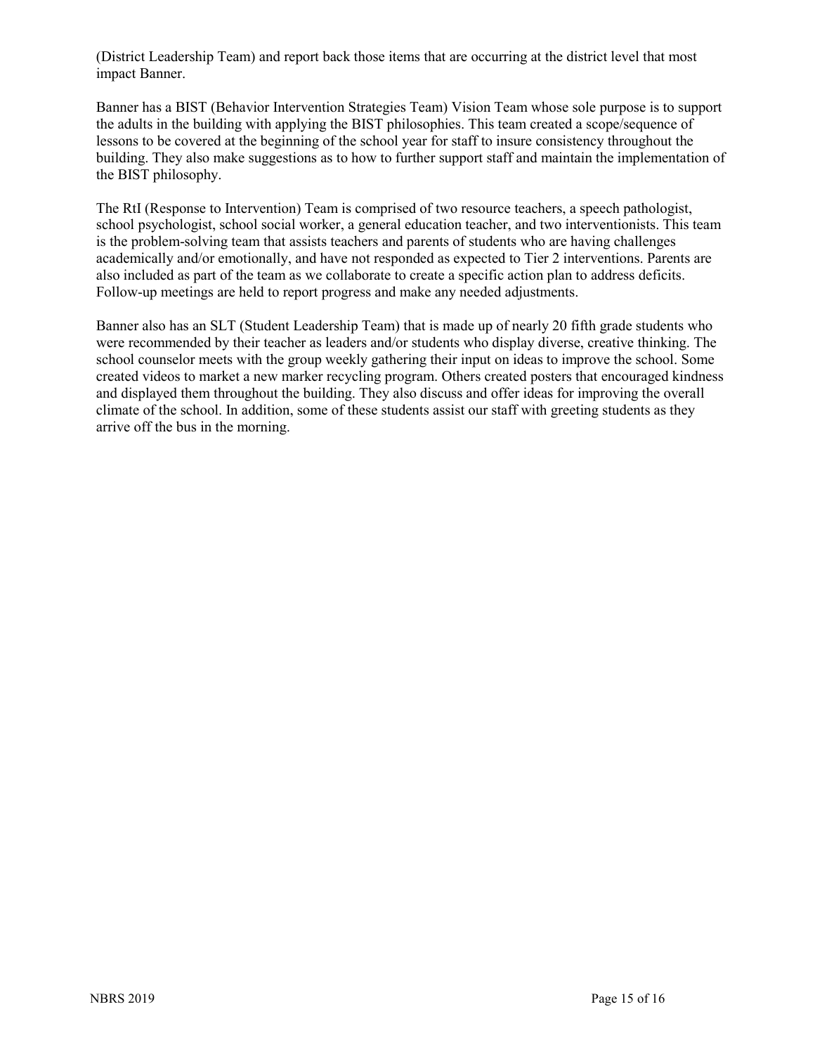(District Leadership Team) and report back those items that are occurring at the district level that most impact Banner.

Banner has a BIST (Behavior Intervention Strategies Team) Vision Team whose sole purpose is to support the adults in the building with applying the BIST philosophies. This team created a scope/sequence of lessons to be covered at the beginning of the school year for staff to insure consistency throughout the building. They also make suggestions as to how to further support staff and maintain the implementation of the BIST philosophy.

The RtI (Response to Intervention) Team is comprised of two resource teachers, a speech pathologist, school psychologist, school social worker, a general education teacher, and two interventionists. This team is the problem-solving team that assists teachers and parents of students who are having challenges academically and/or emotionally, and have not responded as expected to Tier 2 interventions. Parents are also included as part of the team as we collaborate to create a specific action plan to address deficits. Follow-up meetings are held to report progress and make any needed adjustments.

Banner also has an SLT (Student Leadership Team) that is made up of nearly 20 fifth grade students who were recommended by their teacher as leaders and/or students who display diverse, creative thinking. The school counselor meets with the group weekly gathering their input on ideas to improve the school. Some created videos to market a new marker recycling program. Others created posters that encouraged kindness and displayed them throughout the building. They also discuss and offer ideas for improving the overall climate of the school. In addition, some of these students assist our staff with greeting students as they arrive off the bus in the morning.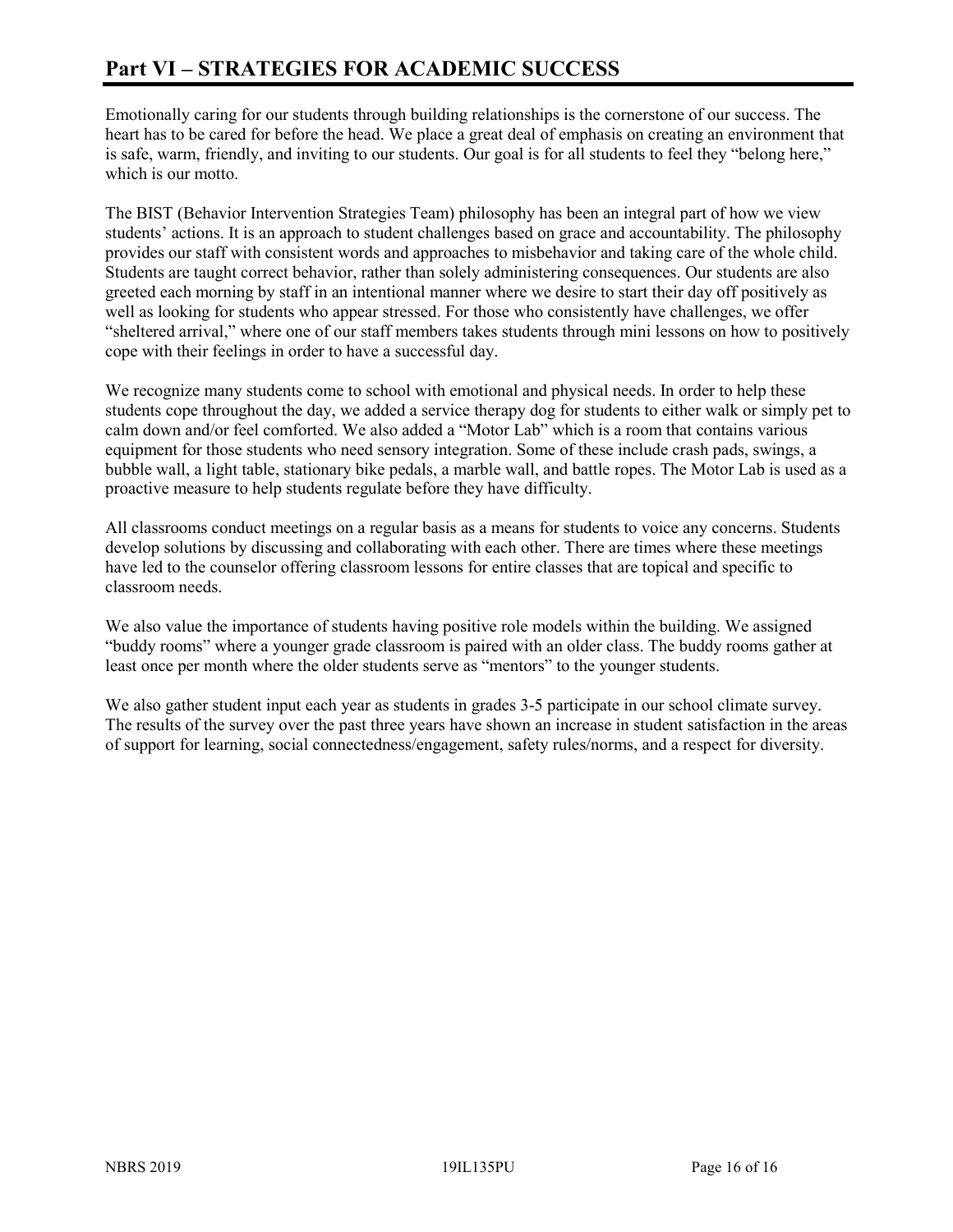# Part VI – STRATEGIES FOR ACADEMIC SUCCESS

Emotionally caring for our students through building relationships is the cornerstone of our success. The heart has to be cared for before the head. We place a great deal of emphasis on creating an environment that is safe, warm, friendly, and inviting to our students. Our goal is for all students to feel they "belong here," which is our motto.

The BIST (Behavior Intervention Strategies Team) philosophy has been an integral part of how we view students' actions. It is an approach to student challenges based on grace and accountability. The philosophy provides our staff with consistent words and approaches to misbehavior and taking care of the whole child. Students are taught correct behavior, rather than solely administering consequences. Our students are also greeted each morning by staff in an intentional manner where we desire to start their day off positively as well as looking for students who appear stressed. For those who consistently have challenges, we offer "sheltered arrival," where one of our staff members takes students through mini lessons on how to positively cope with their feelings in order to have a successful day.

We recognize many students come to school with emotional and physical needs. In order to help these students cope throughout the day, we added a service therapy dog for students to either walk or simply pet to calm down and/or feel comforted. We also added a "Motor Lab" which is a room that contains various equipment for those students who need sensory integration. Some of these include crash pads, swings, a bubble wall, a light table, stationary bike pedals, a marble wall, and battle ropes. The Motor Lab is used as a proactive measure to help students regulate before they have difficulty.

All classrooms conduct meetings on a regular basis as a means for students to voice any concerns. Students develop solutions by discussing and collaborating with each other. There are times where these meetings have led to the counselor offering classroom lessons for entire classes that are topical and specific to classroom needs.

We also value the importance of students having positive role models within the building. We assigned "buddy rooms" where a younger grade classroom is paired with an older class. The buddy rooms gather at least once per month where the older students serve as "mentors" to the younger students.

We also gather student input each year as students in grades 3-5 participate in our school climate survey. The results of the survey over the past three years have shown an increase in student satisfaction in the areas of support for learning, social connectedness/engagement, safety rules/norms, and a respect for diversity.